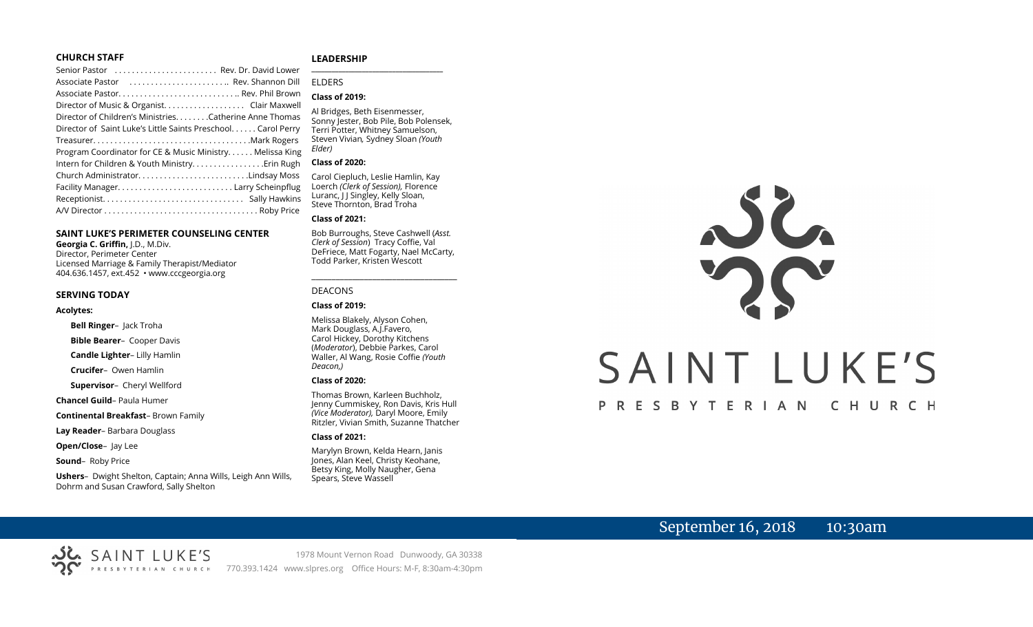## CHURCH STAFF

Senior Pastor ........................ Rev. Dr. David Lower
Associate Pastor ........................ Rev. Shannon Dill
Associate Pastor............................ Rev. Phil Brown
Director of Music & Organist.................. Clair Maxwell
Director of Children's Ministries........Catherine Anne Thomas
Director of Saint Luke's Little Saints Preschool...... Carol Perry
Treasurer.................................... Mark Rogers
Program Coordinator for CE & Music Ministry...... Melissa King
Intern for Children & Youth Ministry................. Erin Rugh
Church Administrator.......................... Lindsay Moss
Facility Manager........................... Larry Scheinpflug
Receptionist................................ Sally Hawkins
A/V Director .................................. Roby Price

## SAINT LUKE'S PERIMETER COUNSELING CENTER

**Georgia C. Griffin,** J.D., M.Div.
Director, Perimeter Center
Licensed Marriage & Family Therapist/Mediator
404.636.1457, ext.452 • www.cccgeorgia.org

## SERVING TODAY

**Acolytes:**

**Bell Ringer**– Jack Troha

**Bible Bearer**– Cooper Davis

**Candle Lighter**– Lilly Hamlin

**Crucifer**– Owen Hamlin

**Supervisor**– Cheryl Wellford

**Chancel Guild**– Paula Humer

**Continental Breakfast**– Brown Family

**Lay Reader**– Barbara Douglass

**Open/Close**– Jay Lee

**Sound**– Roby Price

**Ushers**– Dwight Shelton, Captain; Anna Wills, Leigh Ann Wills, Dohrm and Susan Crawford, Sally Shelton

## LEADERSHIP

ELDERS

**Class of 2019:**

Al Bridges, Beth Eisenmesser, Sonny Jester, Bob Pile, Bob Polensek, Terri Potter, Whitney Samuelson, Steven Vivian*,* Sydney Sloan *(Youth Elder)*

**Class of 2020:**

Carol Ciepluch, Leslie Hamlin, Kay Loerch *(Clerk of Session),* Florence Luranc, J J Singley, Kelly Sloan, Steve Thornton, Brad Troha

**Class of 2021:**

Bob Burroughs, Steve Cashwell (*Asst. Clerk of Session*) Tracy Coffie, Val DeFriece, Matt Fogarty, Nael McCarty, Todd Parker, Kristen Wescott

DEACONS

**Class of 2019:**

Melissa Blakely, Alyson Cohen, Mark Douglass, A.J.Favero, Carol Hickey, Dorothy Kitchens (*Moderator*), Debbie Parkes, Carol Waller, Al Wang, Rosie Coffie *(Youth Deacon,)*

**Class of 2020:**

Thomas Brown, Karleen Buchholz, Jenny Cummiskey, Ron Davis, Kris Hull *(Vice Moderator),* Daryl Moore, Emily Ritzler, Vivian Smith, Suzanne Thatcher

**Class of 2021:**

Marylyn Brown, Kelda Hearn, Janis Jones, Alan Keel, Christy Keohane, Betsy King, Molly Naugher, Gena Spears, Steve Wassell

# SAINT LUKE'S

PRESBYTERIAN CHURCH

September 16, 2018 10:30am

SAINT LUKE'S PRESBYTERIAN CHURCH

1978 Mount Vernon Road Dunwoody, GA 30338
770.393.1424 www.slpres.org Office Hours: M-F, 8:30am-4:30pm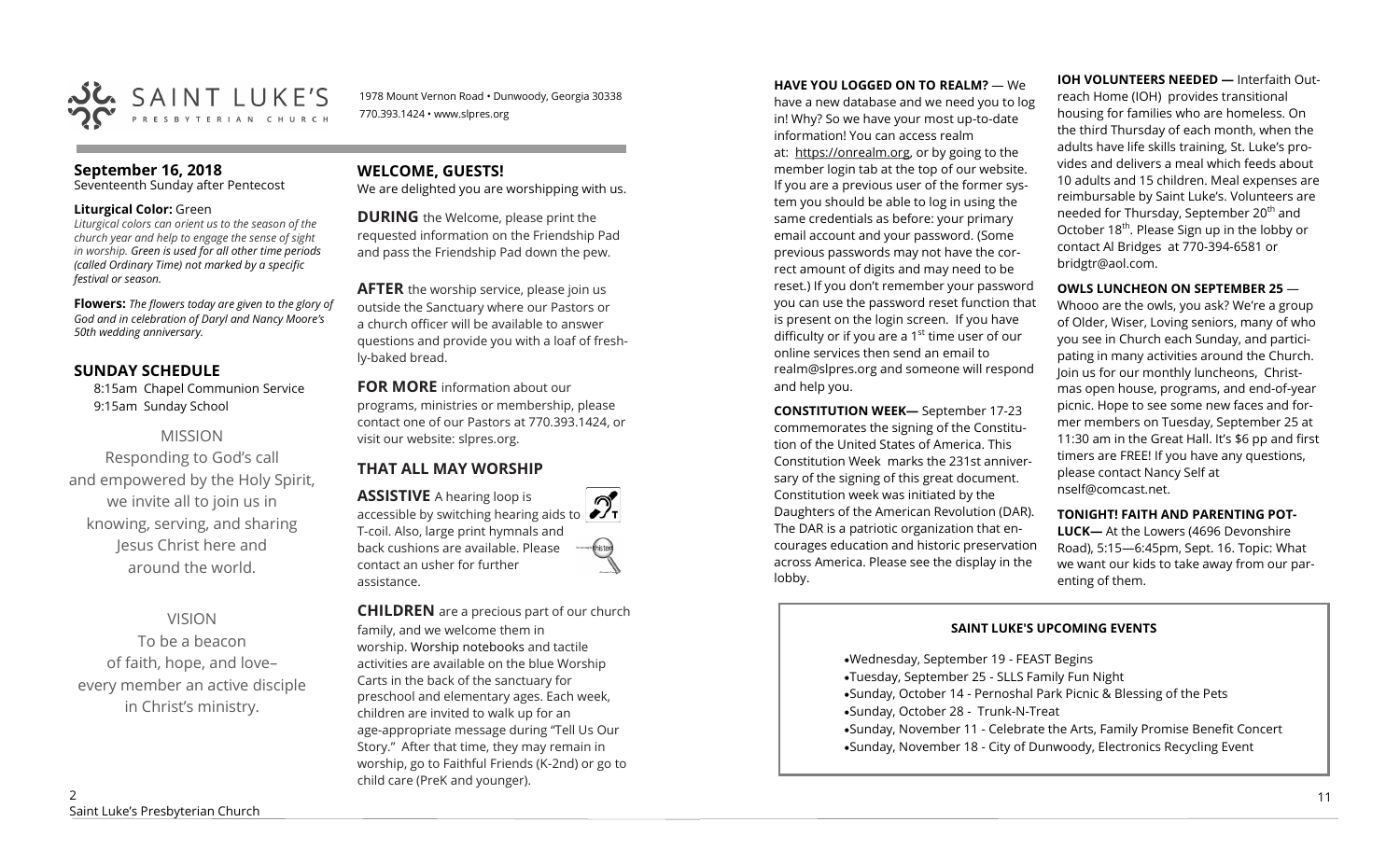SAINT LUKE'S PRESBYTERIAN CHURCH

1978 Mount Vernon Road • Dunwoody, Georgia 30338
770.393.1424 • www.slpres.org

## September 16, 2018

Seventeenth Sunday after Pentecost

**Liturgical Color:** Green

*Liturgical colors can orient us to the season of the church year and help to engage the sense of sight in worship. Green is used for all other time periods (called Ordinary Time) not marked by a specific festival or season.*

**Flowers:** *The flowers today are given to the glory of God and in celebration of Daryl and Nancy Moore's 50th wedding anniversary.*

## SUNDAY SCHEDULE

8:15am Chapel Communion Service
9:15am Sunday School

MISSION

Responding to God's call and empowered by the Holy Spirit, we invite all to join us in knowing, serving, and sharing Jesus Christ here and around the world.

VISION

To be a beacon of faith, hope, and love– every member an active disciple in Christ's ministry.

## WELCOME, GUESTS!

We are delighted you are worshipping with us.

**DURING** the Welcome, please print the requested information on the Friendship Pad and pass the Friendship Pad down the pew.

**AFTER** the worship service, please join us outside the Sanctuary where our Pastors or a church officer will be available to answer questions and provide you with a loaf of freshly-baked bread.

**FOR MORE** information about our programs, ministries or membership, please contact one of our Pastors at 770.393.1424, or visit our website: slpres.org.

## THAT ALL MAY WORSHIP

**ASSISTIVE** A hearing loop is accessible by switching hearing aids to T-coil. Also, large print hymnals and back cushions are available. Please contact an usher for further assistance.

**CHILDREN** are a precious part of our church family, and we welcome them in worship. Worship notebooks and tactile activities are available on the blue Worship Carts in the back of the sanctuary for preschool and elementary ages. Each week, children are invited to walk up for an age-appropriate message during "Tell Us Our Story." After that time, they may remain in worship, go to Faithful Friends (K-2nd) or go to child care (PreK and younger).

**HAVE YOU LOGGED ON TO REALM?** — We have a new database and we need you to log in! Why? So we have your most up-to-date information! You can access realm at: https://onrealm.org, or by going to the member login tab at the top of our website. If you are a previous user of the former system you should be able to log in using the same credentials as before: your primary email account and your password. (Some previous passwords may not have the correct amount of digits and may need to be reset.) If you don't remember your password you can use the password reset function that is present on the login screen. If you have difficulty or if you are a 1st time user of our online services then send an email to realm@slpres.org and someone will respond and help you.

**CONSTITUTION WEEK—** September 17-23 commemorates the signing of the Constitution of the United States of America. This Constitution Week marks the 231st anniversary of the signing of this great document. Constitution week was initiated by the Daughters of the American Revolution (DAR). The DAR is a patriotic organization that encourages education and historic preservation across America. Please see the display in the lobby.

**IOH VOLUNTEERS NEEDED —** Interfaith Outreach Home (IOH) provides transitional housing for families who are homeless. On the third Thursday of each month, when the adults have life skills training, St. Luke's provides and delivers a meal which feeds about 10 adults and 15 children. Meal expenses are reimbursable by Saint Luke's. Volunteers are needed for Thursday, September 20th and October 18th. Please Sign up in the lobby or contact Al Bridges at 770-394-6581 or bridgtr@aol.com.

**OWLS LUNCHEON ON SEPTEMBER 25** — Whooo are the owls, you ask? We're a group of Older, Wiser, Loving seniors, many of who you see in Church each Sunday, and participating in many activities around the Church. Join us for our monthly luncheons, Christmas open house, programs, and end-of-year picnic. Hope to see some new faces and former members on Tuesday, September 25 at 11:30 am in the Great Hall. It's $6 pp and first timers are FREE! If you have any questions, please contact Nancy Self at nself@comcast.net.

**TONIGHT! FAITH AND PARENTING POTLUCK—** At the Lowers (4696 Devonshire Road), 5:15—6:45pm, Sept. 16. Topic: What we want our kids to take away from our parenting of them.

### SAINT LUKE'S UPCOMING EVENTS

- Wednesday, September 19 - FEAST Begins
- Tuesday, September 25 - SLLS Family Fun Night
- Sunday, October 14 - Pernoshal Park Picnic & Blessing of the Pets
- Sunday, October 28 - Trunk-N-Treat
- Sunday, November 11 - Celebrate the Arts, Family Promise Benefit Concert
- Sunday, November 18 - City of Dunwoody, Electronics Recycling Event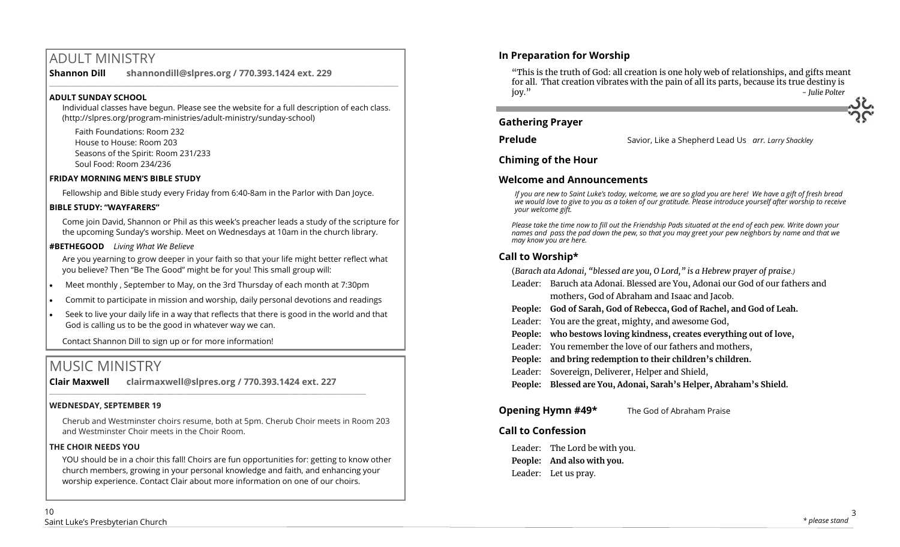# ADULT MINISTRY

**Shannon Dill** **shannondill@slpres.org / 770.393.1424 ext. 229**

### ADULT SUNDAY SCHOOL

Individual classes have begun. Please see the website for a full description of each class. (http://slpres.org/program-ministries/adult-ministry/sunday-school)

Faith Foundations: Room 232
House to House: Room 203
Seasons of the Spirit: Room 231/233
Soul Food: Room 234/236

### FRIDAY MORNING MEN'S BIBLE STUDY

Fellowship and Bible study every Friday from 6:40-8am in the Parlor with Dan Joyce.

### BIBLE STUDY: "WAYFARERS"

Come join David, Shannon or Phil as this week's preacher leads a study of the scripture for the upcoming Sunday's worship. Meet on Wednesdays at 10am in the church library.

**#BETHEGOOD** *Living What We Believe*

Are you yearning to grow deeper in your faith so that your life might better reflect what you believe? Then "Be The Good" might be for you! This small group will:

- Meet monthly , September to May, on the 3rd Thursday of each month at 7:30pm
- Commit to participate in mission and worship, daily personal devotions and readings
- Seek to live your daily life in a way that reflects that there is good in the world and that God is calling us to be the good in whatever way we can.

Contact Shannon Dill to sign up or for more information!

# MUSIC MINISTRY

**Clair Maxwell** **clairmaxwell@slpres.org / 770.393.1424 ext. 227**

### WEDNESDAY, SEPTEMBER 19

Cherub and Westminster choirs resume, both at 5pm. Cherub Choir meets in Room 203 and Westminster Choir meets in the Choir Room.

### THE CHOIR NEEDS YOU

YOU should be in a choir this fall! Choirs are fun opportunities for: getting to know other church members, growing in your personal knowledge and faith, and enhancing your worship experience. Contact Clair about more information on one of our choirs.

### In Preparation for Worship

"This is the truth of God: all creation is one holy web of relationships, and gifts meant for all. That creation vibrates with the pain of all its parts, because its true destiny is joy." *- Julie Polter*

### Gathering Prayer

**Prelude** Savior, Like a Shepherd Lead Us *arr. Larry Shackley*

### Chiming of the Hour

### Welcome and Announcements

*If you are new to Saint Luke's today, welcome, we are so glad you are here! We have a gift of fresh bread we would love to give to you as a token of our gratitude. Please introduce yourself after worship to receive your welcome gift.*

*Please take the time now to fill out the Friendship Pads situated at the end of each pew. Write down your names and pass the pad down the pew, so that you may greet your pew neighbors by name and that we may know you are here.*

### Call to Worship*

(*Barach ata Adonai, "blessed are you, O Lord," is a Hebrew prayer of praise.)*

Leader: Baruch ata Adonai. Blessed are You, Adonai our God of our fathers and mothers, God of Abraham and Isaac and Jacob.
**People: God of Sarah, God of Rebecca, God of Rachel, and God of Leah.**
Leader: You are the great, mighty, and awesome God,
**People: who bestows loving kindness, creates everything out of love,**
Leader: You remember the love of our fathers and mothers,
**People: and bring redemption to their children's children.**
Leader: Sovereign, Deliverer, Helper and Shield,
**People: Blessed are You, Adonai, Sarah's Helper, Abraham's Shield.**

**Opening Hymn #49*** The God of Abraham Praise

### Call to Confession

Leader: The Lord be with you.
**People: And also with you.**
Leader: Let us pray.

*\* please stand*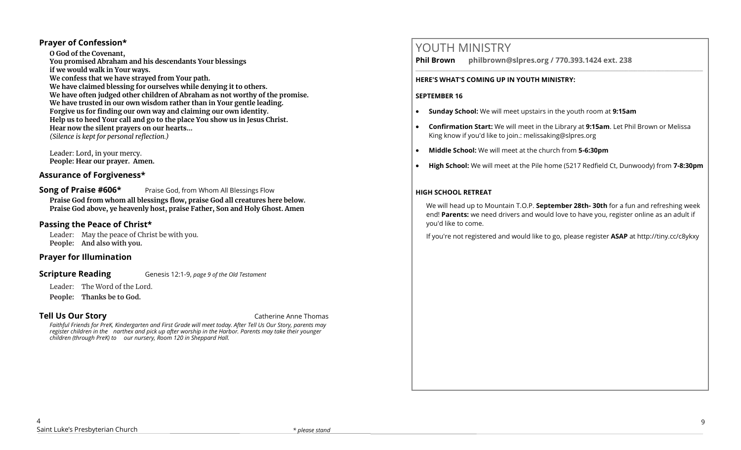## Prayer of Confession*

**O God of the Covenant,**
**You promised Abraham and his descendants Your blessings**
**if we would walk in Your ways.**
**We confess that we have strayed from Your path.**
**We have claimed blessing for ourselves while denying it to others.**
**We have often judged other children of Abraham as not worthy of the promise.**
**We have trusted in our own wisdom rather than in Your gentle leading.**
**Forgive us for finding our own way and claiming our own identity.**
**Help us to heed Your call and go to the place You show us in Jesus Christ.**
**Hear now the silent prayers on our hearts…**
*(Silence is kept for personal reflection.)*

Leader: Lord, in your mercy.
**People: Hear our prayer. Amen.**

## Assurance of Forgiveness*

## Song of Praise #606*

Praise God, from Whom All Blessings Flow

**Praise God from whom all blessings flow, praise God all creatures here below. Praise God above, ye heavenly host, praise Father, Son and Holy Ghost. Amen**

## Passing the Peace of Christ*

Leader: May the peace of Christ be with you.
**People: And also with you.**

## Prayer for Illumination

## Scripture Reading

Genesis 12:1-9, *page 9 of the Old Testament*

Leader: The Word of the Lord.

**People: Thanks be to God.**

## Tell Us Our Story

Catherine Anne Thomas

*Faithful Friends for PreK, Kindergarten and First Grade will meet today. After Tell Us Our Story, parents may register children in the narthex and pick up after worship in the Harbor. Parents may take their younger children (through PreK) to our nursery, Room 120 in Sheppard Hall.*

*\* please stand*

# YOUTH MINISTRY

**Phil Brown philbrown@slpres.org / 770.393.1424 ext. 238**

**HERE'S WHAT'S COMING UP IN YOUTH MINISTRY:**

**SEPTEMBER 16**

- **Sunday School:** We will meet upstairs in the youth room at **9:15am**
- **Confirmation Start:** We will meet in the Library at **9:15am**. Let Phil Brown or Melissa King know if you'd like to join.: melissaking@slpres.org
- **Middle School:** We will meet at the church from **5-6:30pm**
- **High School:** We will meet at the Pile home (5217 Redfield Ct, Dunwoody) from **7-8:30pm**

**HIGH SCHOOL RETREAT**

We will head up to Mountain T.O.P. **September 28th- 30th** for a fun and refreshing week end! **Parents:** we need drivers and would love to have you, register online as an adult if you'd like to come.

If you're not registered and would like to go, please register **ASAP** at http://tiny.cc/c8ykxy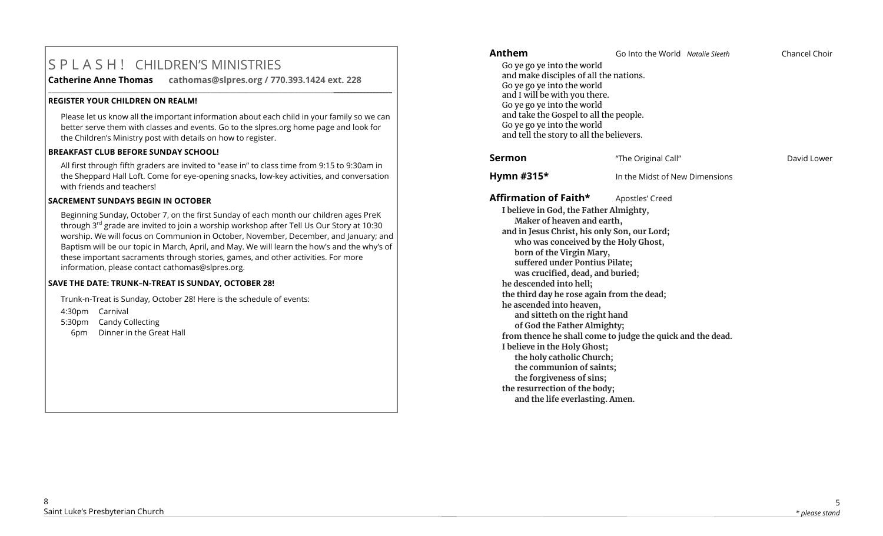# S P L A S H ! CHILDREN'S MINISTRIES

**Catherine Anne Thomas cathomas@slpres.org / 770.393.1424 ext. 228**

**REGISTER YOUR CHILDREN ON REALM!**

Please let us know all the important information about each child in your family so we can better serve them with classes and events. Go to the slpres.org home page and look for the Children's Ministry post with details on how to register.

**BREAKFAST CLUB BEFORE SUNDAY SCHOOL!**

All first through fifth graders are invited to "ease in" to class time from 9:15 to 9:30am in the Sheppard Hall Loft. Come for eye-opening snacks, low-key activities, and conversation with friends and teachers!

**SACREMENT SUNDAYS BEGIN IN OCTOBER**

Beginning Sunday, October 7, on the first Sunday of each month our children ages PreK through 3rd grade are invited to join a worship workshop after Tell Us Our Story at 10:30 worship. We will focus on Communion in October, November, December, and January; and Baptism will be our topic in March, April, and May. We will learn the how's and the why's of these important sacraments through stories, games, and other activities. For more information, please contact cathomas@slpres.org.

**SAVE THE DATE: TRUNK–N-TREAT IS SUNDAY, OCTOBER 28!**

Trunk-n-Treat is Sunday, October 28! Here is the schedule of events:

4:30pm Carnival
5:30pm Candy Collecting
6pm Dinner in the Great Hall

**Anthem** Go Into the World *Natalie Sleeth* Chancel Choir

Go ye go ye into the world
and make disciples of all the nations.
Go ye go ye into the world
and I will be with you there.
Go ye go ye into the world
and take the Gospel to all the people.
Go ye go ye into the world
and tell the story to all the believers.

**Sermon** "The Original Call" David Lower

**Hymn #315*** In the Midst of New Dimensions

**Affirmation of Faith*** Apostles' Creed

**I believe in God, the Father Almighty,**
**Maker of heaven and earth,**
**and in Jesus Christ, his only Son, our Lord;**
**who was conceived by the Holy Ghost,**
**born of the Virgin Mary,**
**suffered under Pontius Pilate;**
**was crucified, dead, and buried;**
**he descended into hell;**
**the third day he rose again from the dead;**
**he ascended into heaven,**
**and sitteth on the right hand**
**of God the Father Almighty;**
**from thence he shall come to judge the quick and the dead.**
**I believe in the Holy Ghost;**
**the holy catholic Church;**
**the communion of saints;**
**the forgiveness of sins;**
**the resurrection of the body;**
**and the life everlasting. Amen.**

*\* please stand*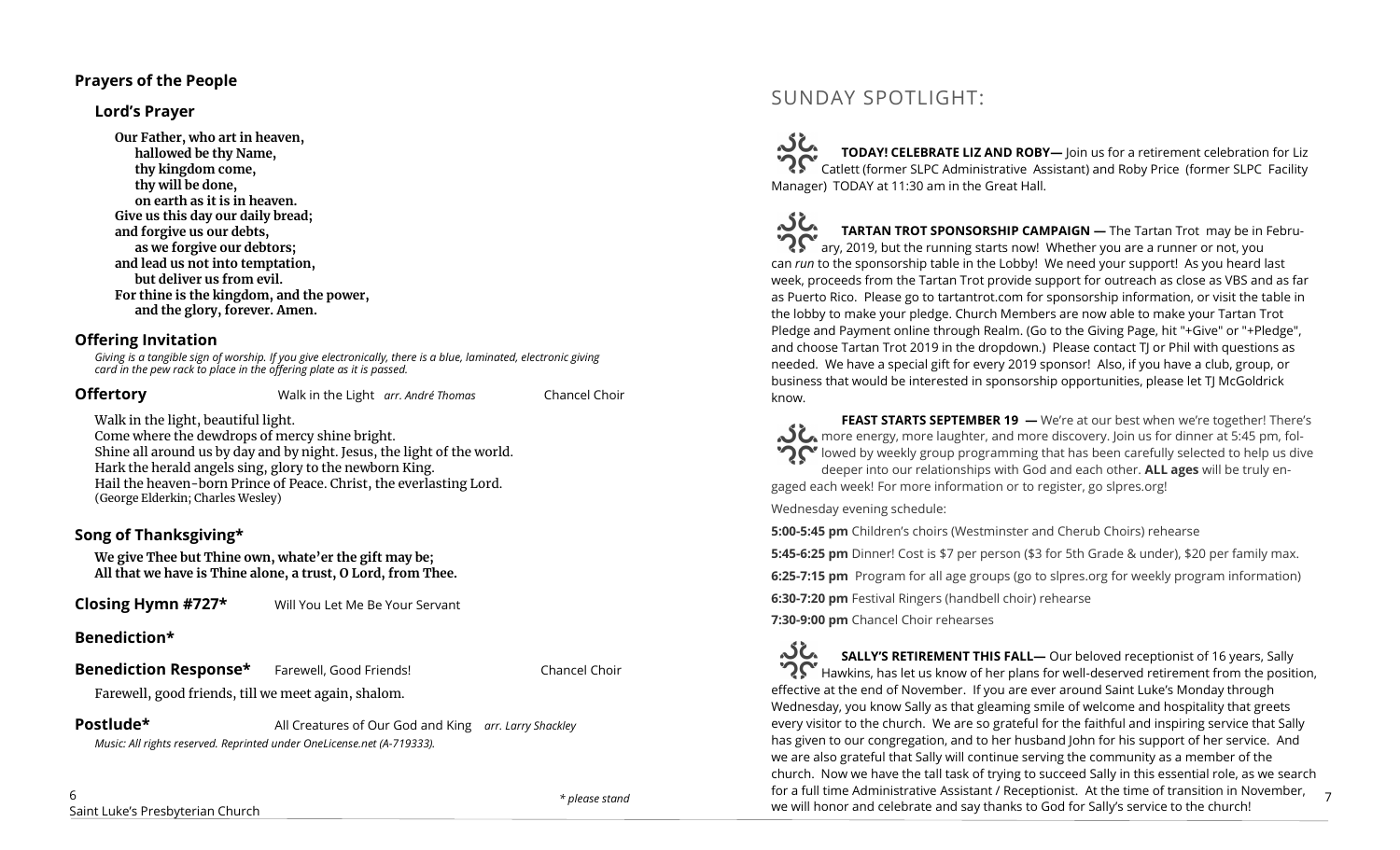## Prayers of the People

### Lord's Prayer

**Our Father, who art in heaven,**
**hallowed be thy Name,**
**thy kingdom come,**
**thy will be done,**
**on earth as it is in heaven.**
**Give us this day our daily bread;**
**and forgive us our debts,**
**as we forgive our debtors;**
**and lead us not into temptation,**
**but deliver us from evil.**
**For thine is the kingdom, and the power,**
**and the glory, forever. Amen.**

## Offering Invitation

*Giving is a tangible sign of worship. If you give electronically, there is a blue, laminated, electronic giving card in the pew rack to place in the offering plate as it is passed.*

**Offertory** — Walk in the Light *arr. André Thomas* — Chancel Choir

Walk in the light, beautiful light.
Come where the dewdrops of mercy shine bright.
Shine all around us by day and by night. Jesus, the light of the world.
Hark the herald angels sing, glory to the newborn King.
Hail the heaven-born Prince of Peace. Christ, the everlasting Lord.
(George Elderkin; Charles Wesley)

## Song of Thanksgiving*

**We give Thee but Thine own, whate'er the gift may be;**
**All that we have is Thine alone, a trust, O Lord, from Thee.**

**Closing Hymn #727*** — Will You Let Me Be Your Servant

## Benediction*

**Benediction Response*** — Farewell, Good Friends! — Chancel Choir

Farewell, good friends, till we meet again, shalom.

**Postlude*** — All Creatures of Our God and King *arr. Larry Shackley*

*Music: All rights reserved. Reprinted under OneLicense.net (A-719333).*

*\* please stand*

# SUNDAY SPOTLIGHT:

**TODAY! CELEBRATE LIZ AND ROBY—** Join us for a retirement celebration for Liz Catlett (former SLPC Administrative Assistant) and Roby Price (former SLPC Facility Manager) TODAY at 11:30 am in the Great Hall.

**TARTAN TROT SPONSORSHIP CAMPAIGN —** The Tartan Trot may be in February, 2019, but the running starts now! Whether you are a runner or not, you can *run* to the sponsorship table in the Lobby! We need your support! As you heard last week, proceeds from the Tartan Trot provide support for outreach as close as VBS and as far as Puerto Rico. Please go to tartantrot.com for sponsorship information, or visit the table in the lobby to make your pledge. Church Members are now able to make your Tartan Trot Pledge and Payment online through Realm. (Go to the Giving Page, hit "+Give" or "+Pledge", and choose Tartan Trot 2019 in the dropdown.) Please contact TJ or Phil with questions as needed. We have a special gift for every 2019 sponsor! Also, if you have a club, group, or business that would be interested in sponsorship opportunities, please let TJ McGoldrick know.

**FEAST STARTS SEPTEMBER 19 —** We're at our best when we're together! There's more energy, more laughter, and more discovery. Join us for dinner at 5:45 pm, followed by weekly group programming that has been carefully selected to help us dive deeper into our relationships with God and each other. **ALL ages** will be truly engaged each week! For more information or to register, go slpres.org!

Wednesday evening schedule:

**5:00-5:45 pm** Children's choirs (Westminster and Cherub Choirs) rehearse

**5:45-6:25 pm** Dinner! Cost is $7 per person ($3 for 5th Grade & under), $20 per family max.

**6:25-7:15 pm** Program for all age groups (go to slpres.org for weekly program information)

**6:30-7:20 pm** Festival Ringers (handbell choir) rehearse

**7:30-9:00 pm** Chancel Choir rehearses

**SALLY'S RETIREMENT THIS FALL—** Our beloved receptionist of 16 years, Sally Hawkins, has let us know of her plans for well-deserved retirement from the position, effective at the end of November. If you are ever around Saint Luke's Monday through Wednesday, you know Sally as that gleaming smile of welcome and hospitality that greets every visitor to the church. We are so grateful for the faithful and inspiring service that Sally has given to our congregation, and to her husband John for his support of her service. And we are also grateful that Sally will continue serving the community as a member of the church. Now we have the tall task of trying to succeed Sally in this essential role, as we search for a full time Administrative Assistant / Receptionist. At the time of transition in November, we will honor and celebrate and say thanks to God for Sally's service to the church!